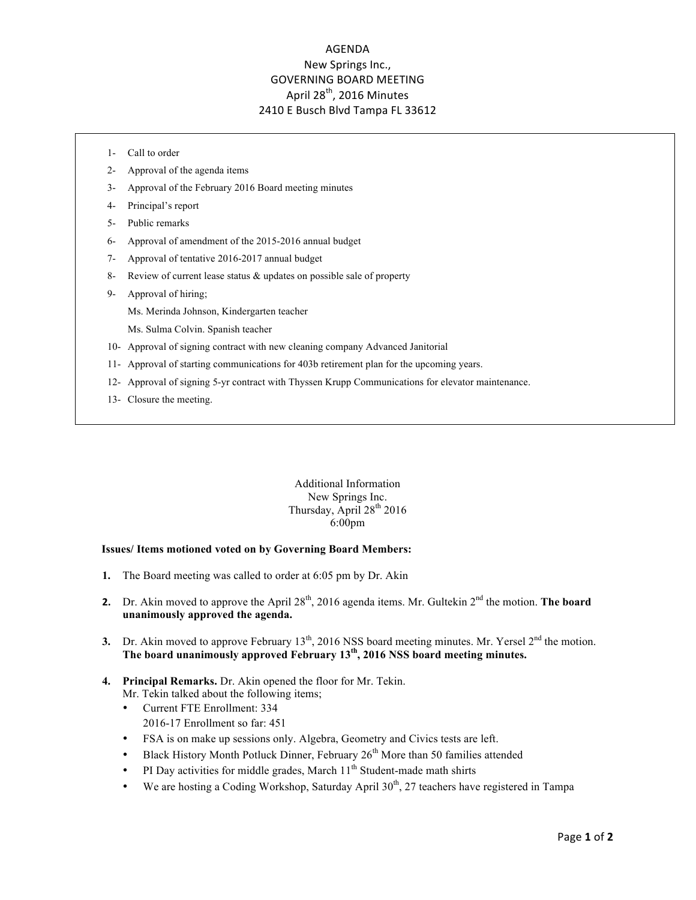# AGENDA
## New Springs Inc.,
## GOVERNING BOARD MEETING
## April 28th, 2016 Minutes
## 2410 E Busch Blvd Tampa FL 33612

1- Call to order
2- Approval of the agenda items
3- Approval of the February 2016 Board meeting minutes
4- Principal's report
5- Public remarks
6- Approval of amendment of the 2015-2016 annual budget
7- Approval of tentative 2016-2017 annual budget
8- Review of current lease status & updates on possible sale of property
9- Approval of hiring;
   Ms. Merinda Johnson, Kindergarten teacher
   Ms. Sulma Colvin. Spanish teacher
10- Approval of signing contract with new cleaning company Advanced Janitorial
11- Approval of starting communications for 403b retirement plan for the upcoming years.
12- Approval of signing 5-yr contract with Thyssen Krupp Communications for elevator maintenance.
13- Closure the meeting.

Additional Information
New Springs Inc.
Thursday, April 28th 2016
6:00pm

**Issues/ Items motioned voted on by Governing Board Members:**

1. The Board meeting was called to order at 6:05 pm by Dr. Akin

2. Dr. Akin moved to approve the April 28th, 2016 agenda items. Mr. Gultekin 2nd the motion. **The board unanimously approved the agenda.**

3. Dr. Akin moved to approve February 13th, 2016 NSS board meeting minutes. Mr. Yersel 2nd the motion. **The board unanimously approved February 13th, 2016 NSS board meeting minutes.**

4. **Principal Remarks.** Dr. Akin opened the floor for Mr. Tekin.
   Mr. Tekin talked about the following items;
   - Current FTE Enrollment: 334
     2016-17 Enrollment so far: 451
   - FSA is on make up sessions only. Algebra, Geometry and Civics tests are left.
   - Black History Month Potluck Dinner, February 26th More than 50 families attended
   - PI Day activities for middle grades, March 11th Student-made math shirts
   - We are hosting a Coding Workshop, Saturday April 30th, 27 teachers have registered in Tampa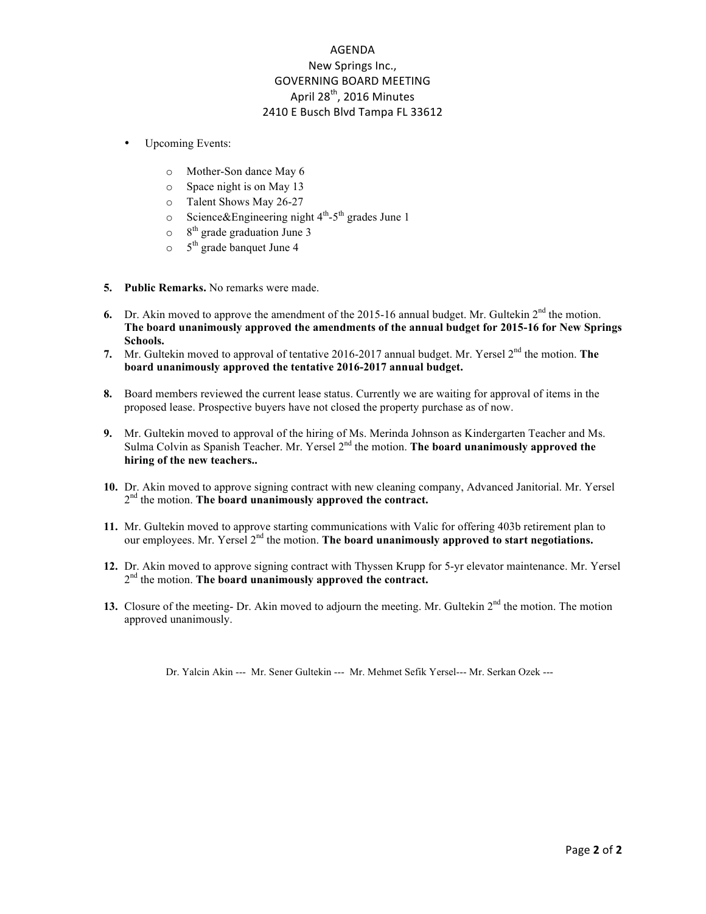AGENDA
New Springs Inc.,
GOVERNING BOARD MEETING
April 28th, 2016 Minutes
2410 E Busch Blvd Tampa FL 33612

- Upcoming Events:
  - Mother-Son dance May 6
  - Space night is on May 13
  - Talent Shows May 26-27
  - Science&Engineering night 4th-5th grades June 1
  - 8th grade graduation June 3
  - 5th grade banquet June 4

5. **Public Remarks.** No remarks were made.

6. Dr. Akin moved to approve the amendment of the 2015-16 annual budget. Mr. Gultekin 2nd the motion. **The board unanimously approved the amendments of the annual budget for 2015-16 for New Springs Schools.**

7. Mr. Gultekin moved to approval of tentative 2016-2017 annual budget. Mr. Yersel 2nd the motion. **The board unanimously approved the tentative 2016-2017 annual budget.**

8. Board members reviewed the current lease status. Currently we are waiting for approval of items in the proposed lease. Prospective buyers have not closed the property purchase as of now.

9. Mr. Gultekin moved to approval of the hiring of Ms. Merinda Johnson as Kindergarten Teacher and Ms. Sulma Colvin as Spanish Teacher. Mr. Yersel 2nd the motion. **The board unanimously approved the hiring of the new teachers..**

10. Dr. Akin moved to approve signing contract with new cleaning company, Advanced Janitorial. Mr. Yersel 2nd the motion. **The board unanimously approved the contract.**

11. Mr. Gultekin moved to approve starting communications with Valic for offering 403b retirement plan to our employees. Mr. Yersel 2nd the motion. **The board unanimously approved to start negotiations.**

12. Dr. Akin moved to approve signing contract with Thyssen Krupp for 5-yr elevator maintenance. Mr. Yersel 2nd the motion. **The board unanimously approved the contract.**

13. Closure of the meeting- Dr. Akin moved to adjourn the meeting. Mr. Gultekin 2nd the motion. The motion approved unanimously.

Dr. Yalcin Akin --- Mr. Sener Gultekin --- Mr. Mehmet Sefik Yersel--- Mr. Serkan Ozek ---